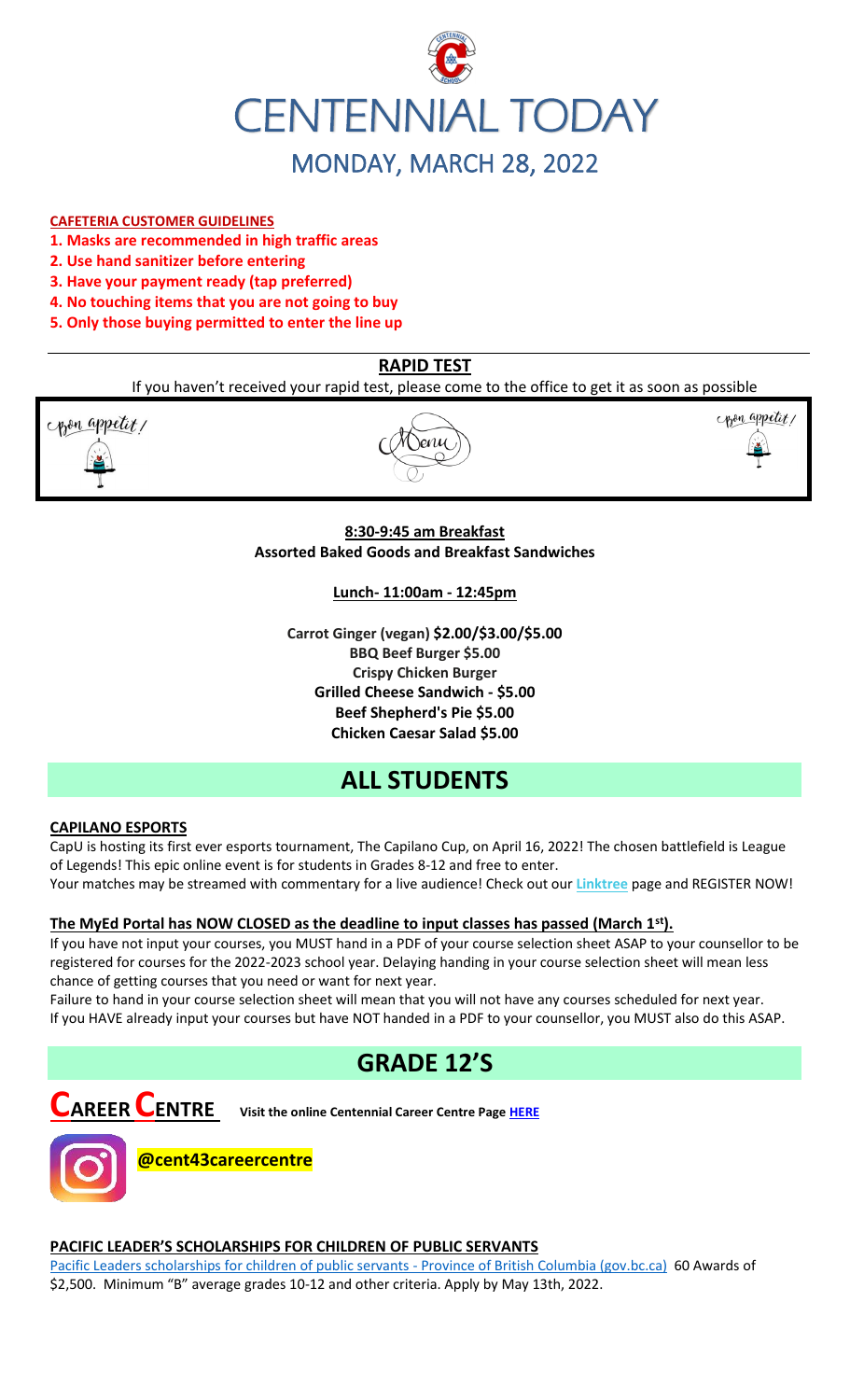# CENTENNIAL TODAY

## MONDAY, MARCH 28, 2022

**CAFETERIA CUSTOMER GUIDELINES**

**1. Masks are recommended in high traffic areas**
**2. Use hand sanitizer before entering**
**3. Have your payment ready (tap preferred)**
**4. No touching items that you are not going to buy**
**5. Only those buying permitted to enter the line up**

**RAPID TEST**

If you haven't received your rapid test, please come to the office to get it as soon as possible

Bon appetit! Menu Bon appetit!

**8:30-9:45 am Breakfast**
**Assorted Baked Goods and Breakfast Sandwiches**

**Lunch- 11:00am - 12:45pm**

**Carrot Ginger (vegan) $2.00/$3.00/$5.00**
**BBQ Beef Burger $5.00**
**Crispy Chicken Burger**
**Grilled Cheese Sandwich - $5.00**
**Beef Shepherd's Pie $5.00**
**Chicken Caesar Salad $5.00**

# ALL STUDENTS

**CAPILANO ESPORTS**

CapU is hosting its first ever esports tournament, The Capilano Cup, on April 16, 2022! The chosen battlefield is League of Legends! This epic online event is for students in Grades 8-12 and free to enter.

Your matches may be streamed with commentary for a live audience! Check out our **Linktree** page and REGISTER NOW!

**The MyEd Portal has NOW CLOSED as the deadline to input classes has passed (March 1st).**

If you have not input your courses, you MUST hand in a PDF of your course selection sheet ASAP to your counsellor to be registered for courses for the 2022-2023 school year. Delaying handing in your course selection sheet will mean less chance of getting courses that you need or want for next year.

Failure to hand in your course selection sheet will mean that you will not have any courses scheduled for next year.

If you HAVE already input your courses but have NOT handed in a PDF to your counsellor, you MUST also do this ASAP.

# GRADE 12'S

## CAREER CENTRE

**Visit the online Centennial Career Centre Page HERE**

**@cent43careercentre**

**PACIFIC LEADER'S SCHOLARSHIPS FOR CHILDREN OF PUBLIC SERVANTS**

Pacific Leaders scholarships for children of public servants - Province of British Columbia (gov.bc.ca) 60 Awards of $2,500. Minimum "B" average grades 10-12 and other criteria. Apply by May 13th, 2022.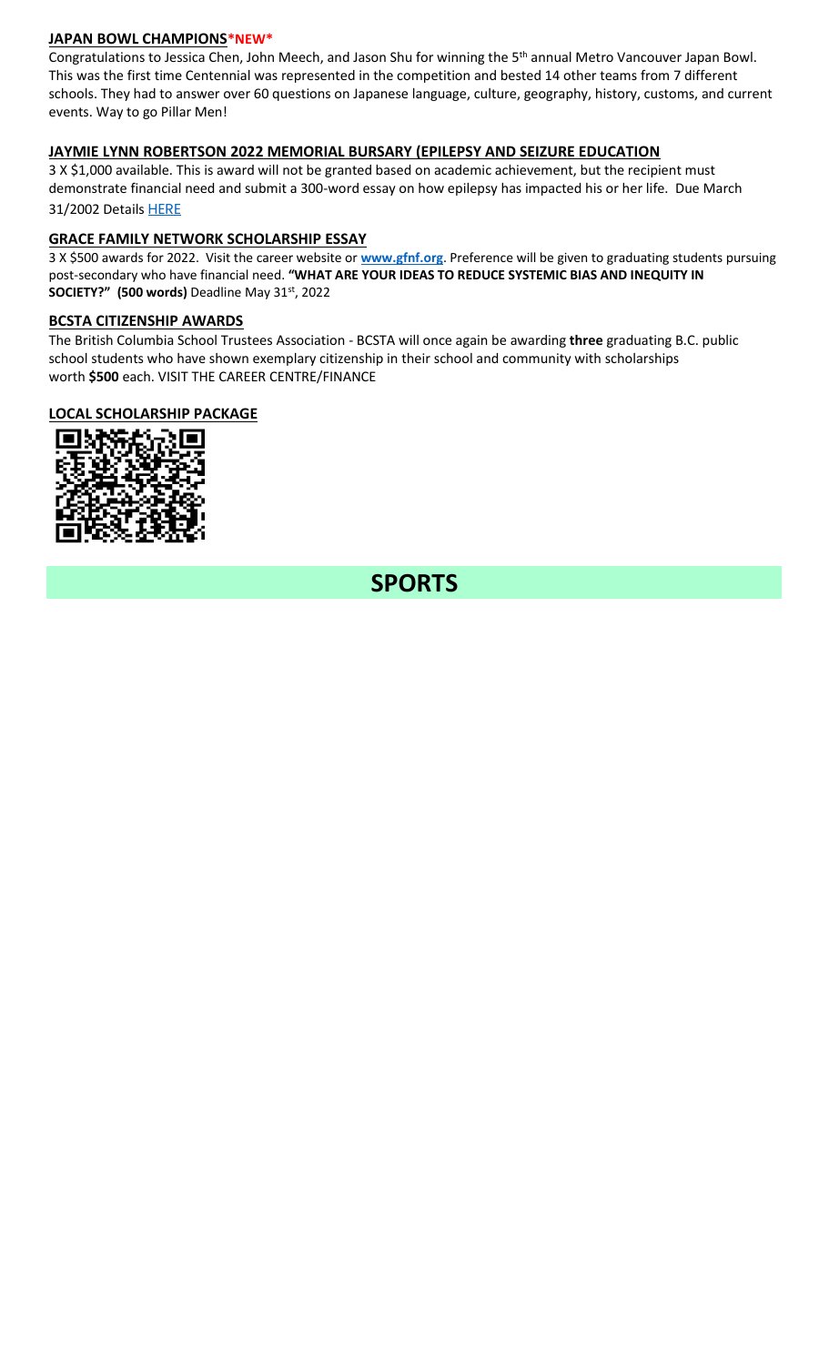## JAPAN BOWL CHAMPIONS*NEW*

Congratulations to Jessica Chen, John Meech, and Jason Shu for winning the 5th annual Metro Vancouver Japan Bowl. This was the first time Centennial was represented in the competition and bested 14 other teams from 7 different schools. They had to answer over 60 questions on Japanese language, culture, geography, history, customs, and current events. Way to go Pillar Men!

## JAYMIE LYNN ROBERTSON 2022 MEMORIAL BURSARY (EPILEPSY AND SEIZURE EDUCATION

3 X $1,000 available. This is award will not be granted based on academic achievement, but the recipient must demonstrate financial need and submit a 300-word essay on how epilepsy has impacted his or her life. Due March 31/2002 Details HERE

## GRACE FAMILY NETWORK SCHOLARSHIP ESSAY

3 X $500 awards for 2022. Visit the career website or **www.gfnf.org**. Preference will be given to graduating students pursuing post-secondary who have financial need. **"WHAT ARE YOUR IDEAS TO REDUCE SYSTEMIC BIAS AND INEQUITY IN SOCIETY?" (500 words)** Deadline May 31st, 2022

## BCSTA CITIZENSHIP AWARDS

The British Columbia School Trustees Association - BCSTA will once again be awarding **three** graduating B.C. public school students who have shown exemplary citizenship in their school and community with scholarships worth **$500** each. VISIT THE CAREER CENTRE/FINANCE

## LOCAL SCHOLARSHIP PACKAGE

# SPORTS